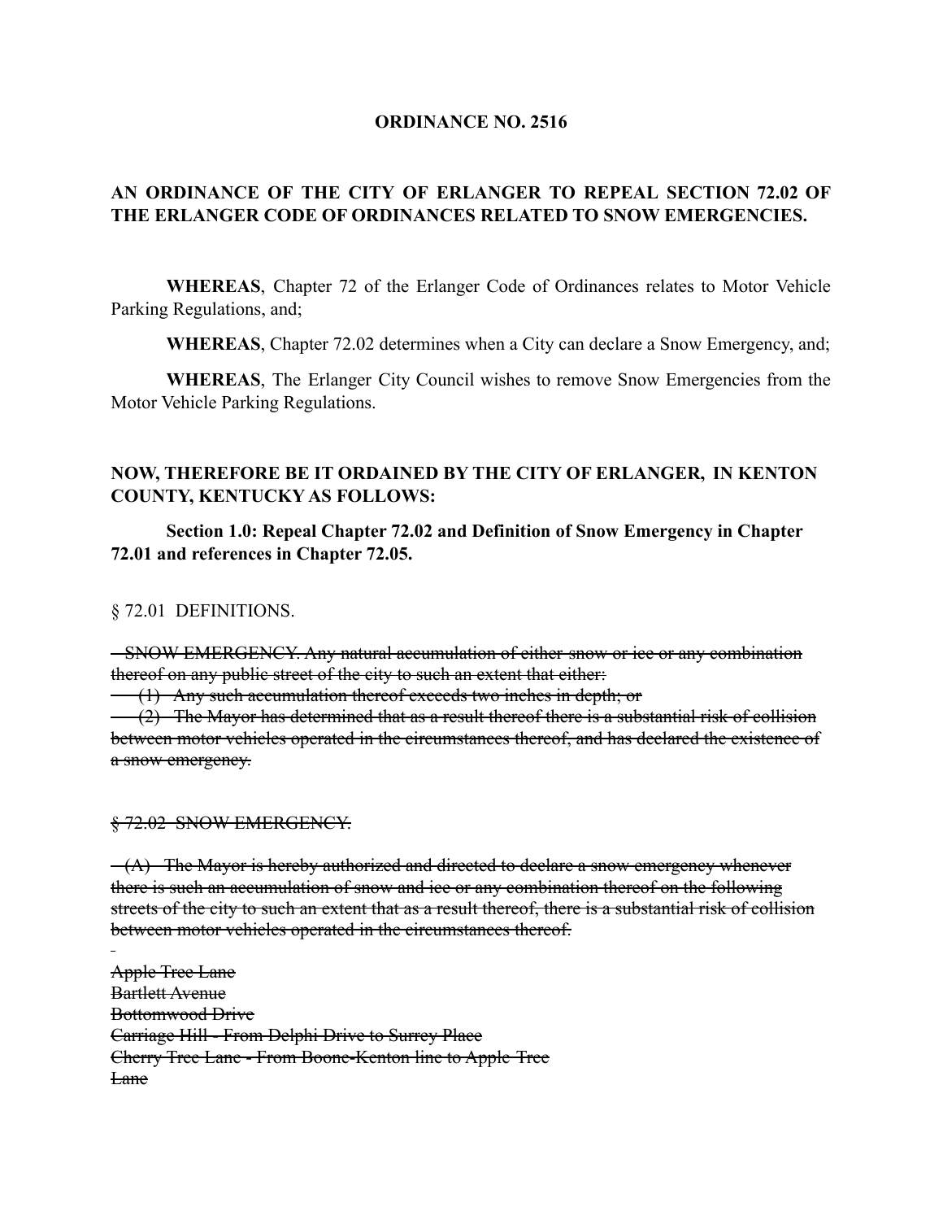**ORDINANCE NO. 2516**

**AN ORDINANCE OF THE CITY OF ERLANGER TO REPEAL SECTION 72.02 OF THE ERLANGER CODE OF ORDINANCES RELATED TO SNOW EMERGENCIES.**

**WHEREAS**, Chapter 72 of the Erlanger Code of Ordinances relates to Motor Vehicle Parking Regulations, and;

**WHEREAS**, Chapter 72.02 determines when a City can declare a Snow Emergency, and;

**WHEREAS**, The Erlanger City Council wishes to remove Snow Emergencies from the Motor Vehicle Parking Regulations.

**NOW, THEREFORE BE IT ORDAINED BY THE CITY OF ERLANGER, IN KENTON COUNTY, KENTUCKY AS FOLLOWS:**

**Section 1.0: Repeal Chapter 72.02 and Definition of Snow Emergency in Chapter 72.01 and references in Chapter 72.05.**

§ 72.01 DEFINITIONS.

~~SNOW EMERGENCY. Any natural accumulation of either snow or ice or any combination thereof on any public street of the city to such an extent that either:~~

~~(1) Any such accumulation thereof exceeds two inches in depth; or~~

~~(2) The Mayor has determined that as a result thereof there is a substantial risk of collision between motor vehicles operated in the circumstances thereof, and has declared the existence of a snow emergency.~~

~~§ 72.02 SNOW EMERGENCY.~~

~~(A) The Mayor is hereby authorized and directed to declare a snow emergency whenever there is such an accumulation of snow and ice or any combination thereof on the following streets of the city to such an extent that as a result thereof, there is a substantial risk of collision between motor vehicles operated in the circumstances thereof.~~

~~Apple Tree Lane~~
~~Bartlett Avenue~~
~~Bottomwood Drive~~
~~Carriage Hill - From Delphi Drive to Surrey Place~~
~~Cherry Tree Lane - From Boone-Kenton line to Apple Tree Lane~~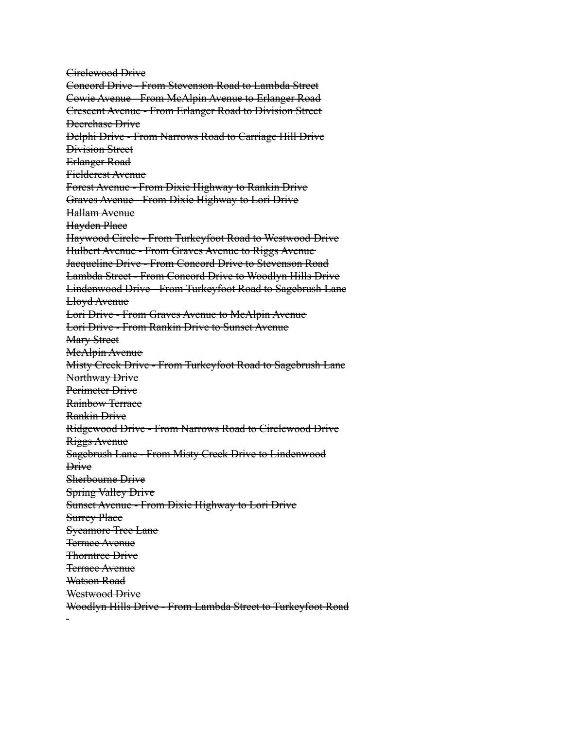~~Circlewood Drive~~
~~Concord Drive - From Stevenson Road to Lambda Street~~
~~Cowie Avenue - From McAlpin Avenue to Erlanger Road~~
~~Crescent Avenue - From Erlanger Road to Division Street~~
~~Deerchase Drive~~
~~Delphi Drive - From Narrows Road to Carriage Hill Drive~~
~~Division Street~~
~~Erlanger Road~~
~~Fieldcrest Avenue~~
~~Forest Avenue - From Dixie Highway to Rankin Drive~~
~~Graves Avenue - From Dixie Highway to Lori Drive~~
~~Hallam Avenue~~
~~Hayden Place~~
~~Haywood Circle - From Turkeyfoot Road to Westwood Drive~~
~~Hulbert Avenue - From Graves Avenue to Riggs Avenue~~
~~Jacqueline Drive - From Concord Drive to Stevenson Road~~
~~Lambda Street - From Concord Drive to Woodlyn Hills Drive~~
~~Lindenwood Drive - From Turkeyfoot Road to Sagebrush Lane~~
~~Lloyd Avenue~~
~~Lori Drive - From Graves Avenue to McAlpin Avenue~~
~~Lori Drive - From Rankin Drive to Sunset Avenue~~
~~Mary Street~~
~~McAlpin Avenue~~
~~Misty Creek Drive - From Turkeyfoot Road to Sagebrush Lane~~
~~Northway Drive~~
~~Perimeter Drive~~
~~Rainbow Terrace~~
~~Rankin Drive~~
~~Ridgewood Drive - From Narrows Road to Circlewood Drive~~
~~Riggs Avenue~~
~~Sagebrush Lane - From Misty Creek Drive to Lindenwood Drive~~
~~Sherbourne Drive~~
~~Spring Valley Drive~~
~~Sunset Avenue - From Dixie Highway to Lori Drive~~
~~Surrey Place~~
~~Sycamore Tree Lane~~
~~Terrace Avenue~~
~~Thorntree Drive~~
~~Terrace Avenue~~
~~Watson Road~~
~~Westwood Drive~~
~~Woodlyn Hills Drive - From Lambda Street to Turkeyfoot Road~~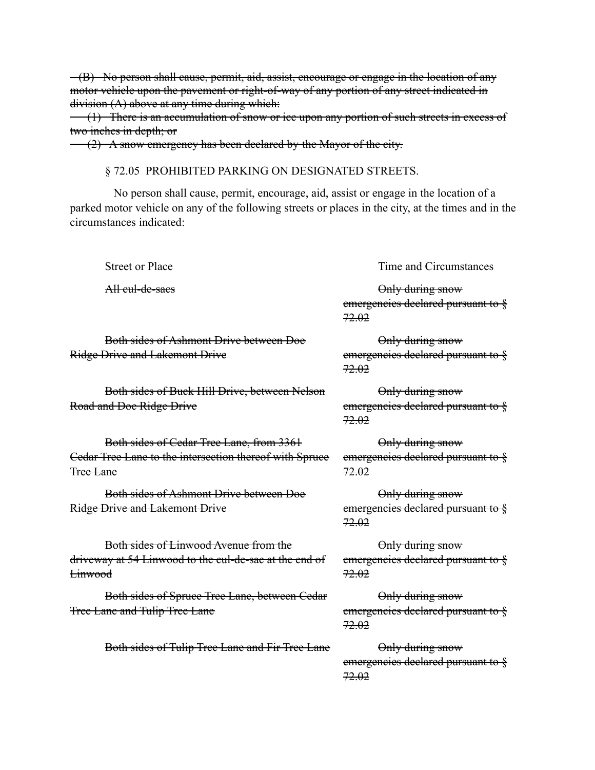~~(B) No person shall cause, permit, aid, assist, encourage or engage in the location of any motor vehicle upon the pavement or right-of-way of any portion of any street indicated in division (A) above at any time during which:~~

~~(1) There is an accumulation of snow or ice upon any portion of such streets in excess of two inches in depth; or~~

~~(2) A snow emergency has been declared by the Mayor of the city.~~

§ 72.05 PROHIBITED PARKING ON DESIGNATED STREETS.

No person shall cause, permit, encourage, aid, assist or engage in the location of a parked motor vehicle on any of the following streets or places in the city, at the times and in the circumstances indicated:

| Street or Place | Time and Circumstances |
| --- | --- |
| ~~All cul-de-sacs~~ | ~~Only during snow emergencies declared pursuant to § 72.02~~ |
| ~~Both sides of Ashmont Drive between Doe Ridge Drive and Lakemont Drive~~ | ~~Only during snow emergencies declared pursuant to § 72.02~~ |
| ~~Both sides of Buck Hill Drive, between Nelson Road and Doe Ridge Drive~~ | ~~Only during snow emergencies declared pursuant to § 72.02~~ |
| ~~Both sides of Cedar Tree Lane, from 3361 Cedar Tree Lane to the intersection thereof with Spruce Tree Lane~~ | ~~Only during snow emergencies declared pursuant to § 72.02~~ |
| ~~Both sides of Ashmont Drive between Doe Ridge Drive and Lakemont Drive~~ | ~~Only during snow emergencies declared pursuant to § 72.02~~ |
| ~~Both sides of Linwood Avenue from the driveway at 54 Linwood to the cul-de-sac at the end of Linwood~~ | ~~Only during snow emergencies declared pursuant to § 72.02~~ |
| ~~Both sides of Spruce Tree Lane, between Cedar Tree Lane and Tulip Tree Lane~~ | ~~Only during snow emergencies declared pursuant to § 72.02~~ |
| ~~Both sides of Tulip Tree Lane and Fir Tree Lane~~ | ~~Only during snow emergencies declared pursuant to § 72.02~~ |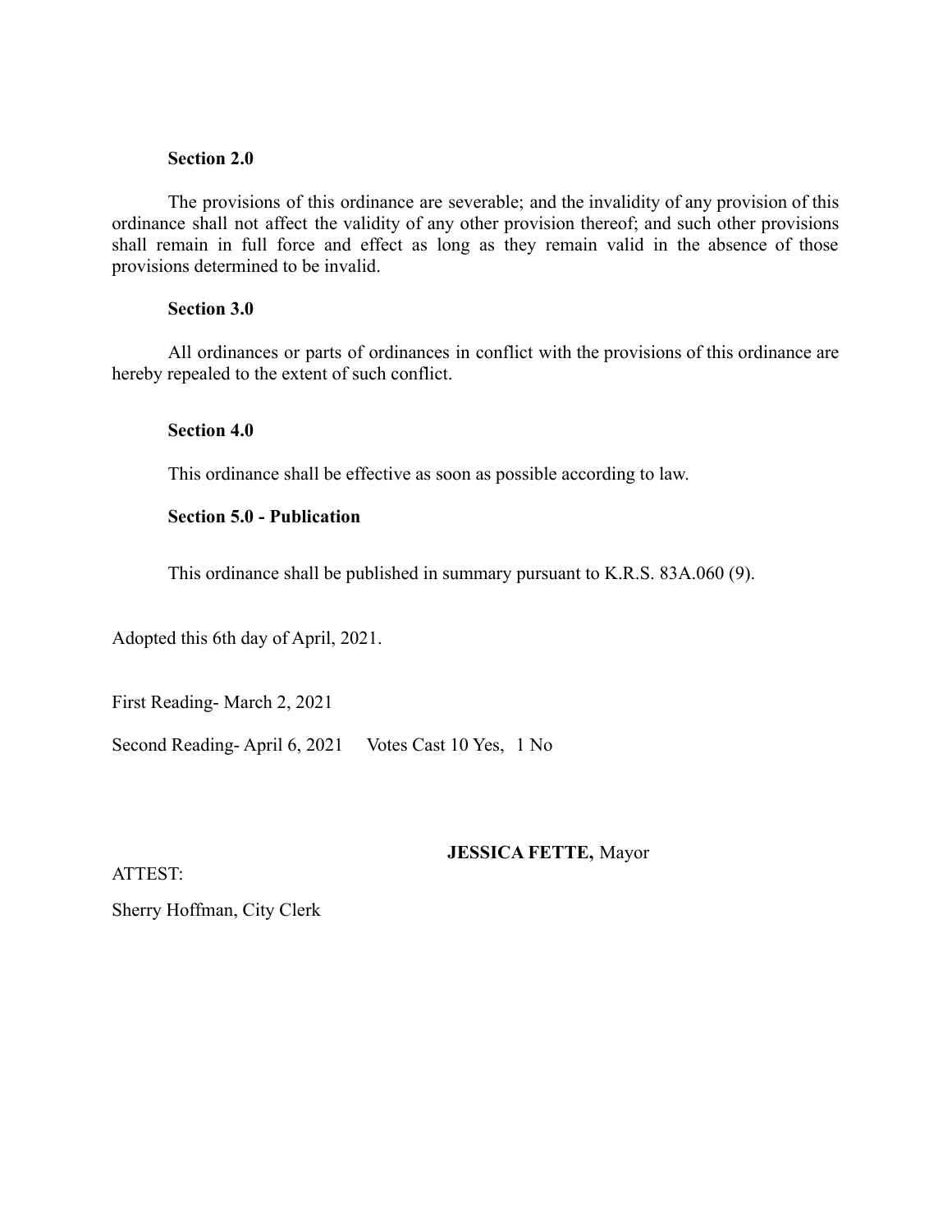**Section 2.0**

The provisions of this ordinance are severable; and the invalidity of any provision of this ordinance shall not affect the validity of any other provision thereof; and such other provisions shall remain in full force and effect as long as they remain valid in the absence of those provisions determined to be invalid.

**Section 3.0**

All ordinances or parts of ordinances in conflict with the provisions of this ordinance are hereby repealed to the extent of such conflict.

**Section 4.0**

This ordinance shall be effective as soon as possible according to law.

**Section 5.0 - Publication**

This ordinance shall be published in summary pursuant to K.R.S. 83A.060 (9).

Adopted this 6th day of April, 2021.

First Reading- March 2, 2021

Second Reading- April 6, 2021 Votes Cast 10 Yes, 1 No

**JESSICA FETTE,** Mayor

ATTEST:

Sherry Hoffman, City Clerk